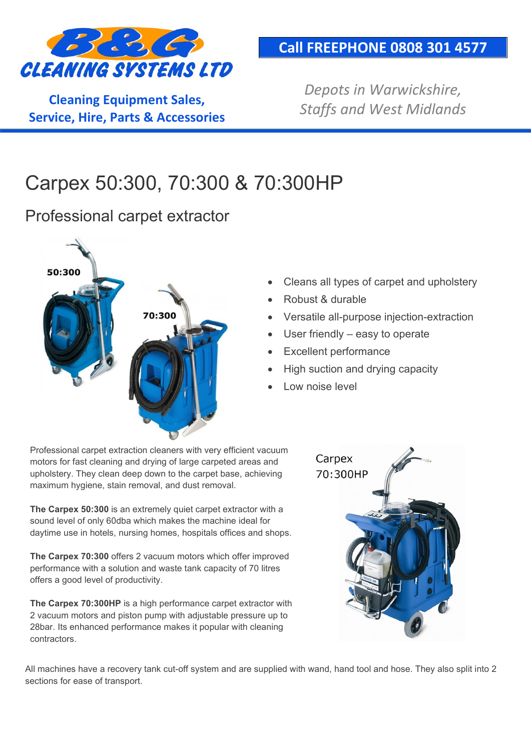**B&G CLEANING SYSTEMS LTD**

**Cleaning Equipment Sales, Service, Hire, Parts & Accessories**

**Call FREEPHONE 0808 301 4577**

*Depots in Warwickshire, Staffs and West Midlands*

# Carpex 50:300, 70:300 & 70:300HP

## Professional carpet extractor

- Cleans all types of carpet and upholstery
- Robust & durable
- Versatile all-purpose injection-extraction
- User friendly – easy to operate
- Excellent performance
- High suction and drying capacity
- Low noise level

Professional carpet extraction cleaners with very efficient vacuum motors for fast cleaning and drying of large carpeted areas and upholstery. They clean deep down to the carpet base, achieving maximum hygiene, stain removal, and dust removal.

**The Carpex 50:300** is an extremely quiet carpet extractor with a sound level of only 60dba which makes the machine ideal for daytime use in hotels, nursing homes, hospitals offices and shops.

**The Carpex 70:300** offers 2 vacuum motors which offer improved performance with a solution and waste tank capacity of 70 litres offers a good level of productivity.

**The Carpex 70:300HP** is a high performance carpet extractor with 2 vacuum motors and piston pump with adjustable pressure up to 28bar. Its enhanced performance makes it popular with cleaning contractors.

All machines have a recovery tank cut-off system and are supplied with wand, hand tool and hose. They also split into 2 sections for ease of transport.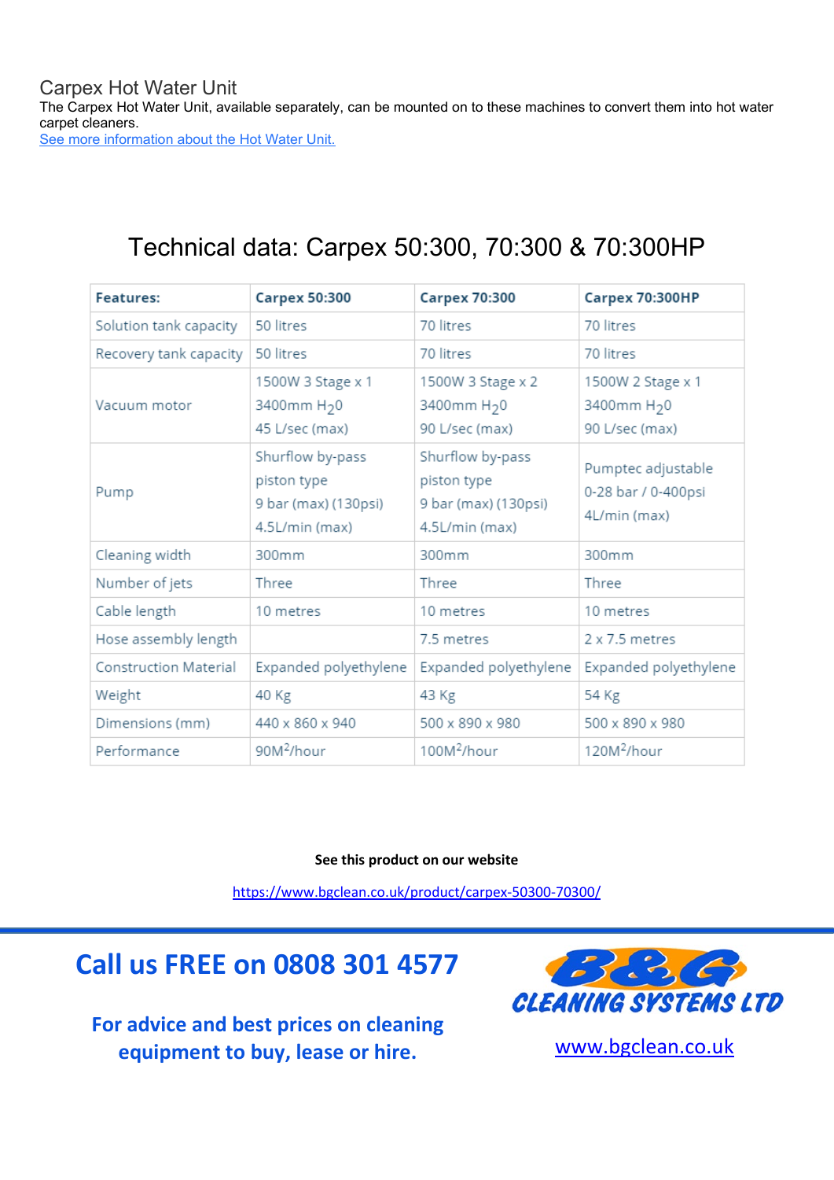## Carpex Hot Water Unit

The Carpex Hot Water Unit, available separately, can be mounted on to these machines to convert them into hot water carpet cleaners.

[See more information about the Hot Water Unit.]

# Technical data: Carpex 50:300, 70:300 & 70:300HP

| **Features:** | **Carpex 50:300** | **Carpex 70:300** | **Carpex 70:300HP** |
|---|---|---|---|
| Solution tank capacity | 50 litres | 70 litres | 70 litres |
| Recovery tank capacity | 50 litres | 70 litres | 70 litres |
| Vacuum motor | 1500W 3 Stage x 1<br>3400mm $H_2O$<br>45 L/sec (max) | 1500W 3 Stage x 2<br>3400mm $H_2O$<br>90 L/sec (max) | 1500W 2 Stage x 1<br>3400mm $H_2O$<br>90 L/sec (max) |
| Pump | Shurflow by-pass<br>piston type<br>9 bar (max) (130psi)<br>4.5L/min (max) | Shurflow by-pass<br>piston type<br>9 bar (max) (130psi)<br>4.5L/min (max) | Pumptec adjustable<br>0-28 bar / 0-400psi<br>4L/min (max) |
| Cleaning width | 300mm | 300mm | 300mm |
| Number of jets | Three | Three | Three |
| Cable length | 10 metres | 10 metres | 10 metres |
| Hose assembly length | | 7.5 metres | 2 x 7.5 metres |
| Construction Material | Expanded polyethylene | Expanded polyethylene | Expanded polyethylene |
| Weight | 40 Kg | 43 Kg | 54 Kg |
| Dimensions (mm) | 440 x 860 x 940 | 500 x 890 x 980 | 500 x 890 x 980 |
| Performance | $90M^2$/hour | $100M^2$/hour | $120M^2$/hour |

**See this product on our website**

https://www.bgclean.co.uk/product/carpex-50300-70300/

## Call us FREE on 0808 301 4577

**For advice and best prices on cleaning equipment to buy, lease or hire.**

B&G CLEANING SYSTEMS LTD

www.bgclean.co.uk